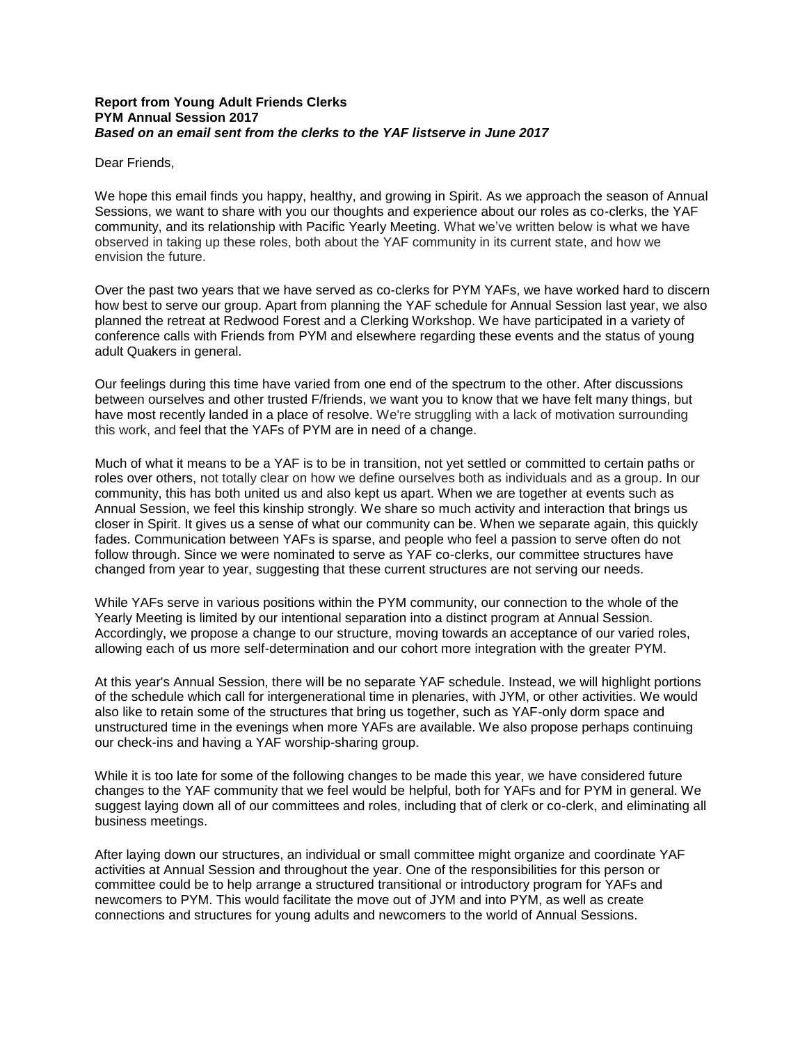**Report from Young Adult Friends Clerks**
**PYM Annual Session 2017**
***Based on an email sent from the clerks to the YAF listserve in June 2017***

Dear Friends,

We hope this email finds you happy, healthy, and growing in Spirit. As we approach the season of Annual Sessions, we want to share with you our thoughts and experience about our roles as co-clerks, the YAF community, and its relationship with Pacific Yearly Meeting. What we've written below is what we have observed in taking up these roles, both about the YAF community in its current state, and how we envision the future.

Over the past two years that we have served as co-clerks for PYM YAFs, we have worked hard to discern how best to serve our group. Apart from planning the YAF schedule for Annual Session last year, we also planned the retreat at Redwood Forest and a Clerking Workshop. We have participated in a variety of conference calls with Friends from PYM and elsewhere regarding these events and the status of young adult Quakers in general.

Our feelings during this time have varied from one end of the spectrum to the other. After discussions between ourselves and other trusted F/friends, we want you to know that we have felt many things, but have most recently landed in a place of resolve. We're struggling with a lack of motivation surrounding this work, and feel that the YAFs of PYM are in need of a change.

Much of what it means to be a YAF is to be in transition, not yet settled or committed to certain paths or roles over others, not totally clear on how we define ourselves both as individuals and as a group. In our community, this has both united us and also kept us apart. When we are together at events such as Annual Session, we feel this kinship strongly. We share so much activity and interaction that brings us closer in Spirit. It gives us a sense of what our community can be. When we separate again, this quickly fades. Communication between YAFs is sparse, and people who feel a passion to serve often do not follow through. Since we were nominated to serve as YAF co-clerks, our committee structures have changed from year to year, suggesting that these current structures are not serving our needs.

While YAFs serve in various positions within the PYM community, our connection to the whole of the Yearly Meeting is limited by our intentional separation into a distinct program at Annual Session. Accordingly, we propose a change to our structure, moving towards an acceptance of our varied roles, allowing each of us more self-determination and our cohort more integration with the greater PYM.

At this year's Annual Session, there will be no separate YAF schedule. Instead, we will highlight portions of the schedule which call for intergenerational time in plenaries, with JYM, or other activities. We would also like to retain some of the structures that bring us together, such as YAF-only dorm space and unstructured time in the evenings when more YAFs are available. We also propose perhaps continuing our check-ins and having a YAF worship-sharing group.

While it is too late for some of the following changes to be made this year, we have considered future changes to the YAF community that we feel would be helpful, both for YAFs and for PYM in general. We suggest laying down all of our committees and roles, including that of clerk or co-clerk, and eliminating all business meetings.

After laying down our structures, an individual or small committee might organize and coordinate YAF activities at Annual Session and throughout the year. One of the responsibilities for this person or committee could be to help arrange a structured transitional or introductory program for YAFs and newcomers to PYM. This would facilitate the move out of JYM and into PYM, as well as create connections and structures for young adults and newcomers to the world of Annual Sessions.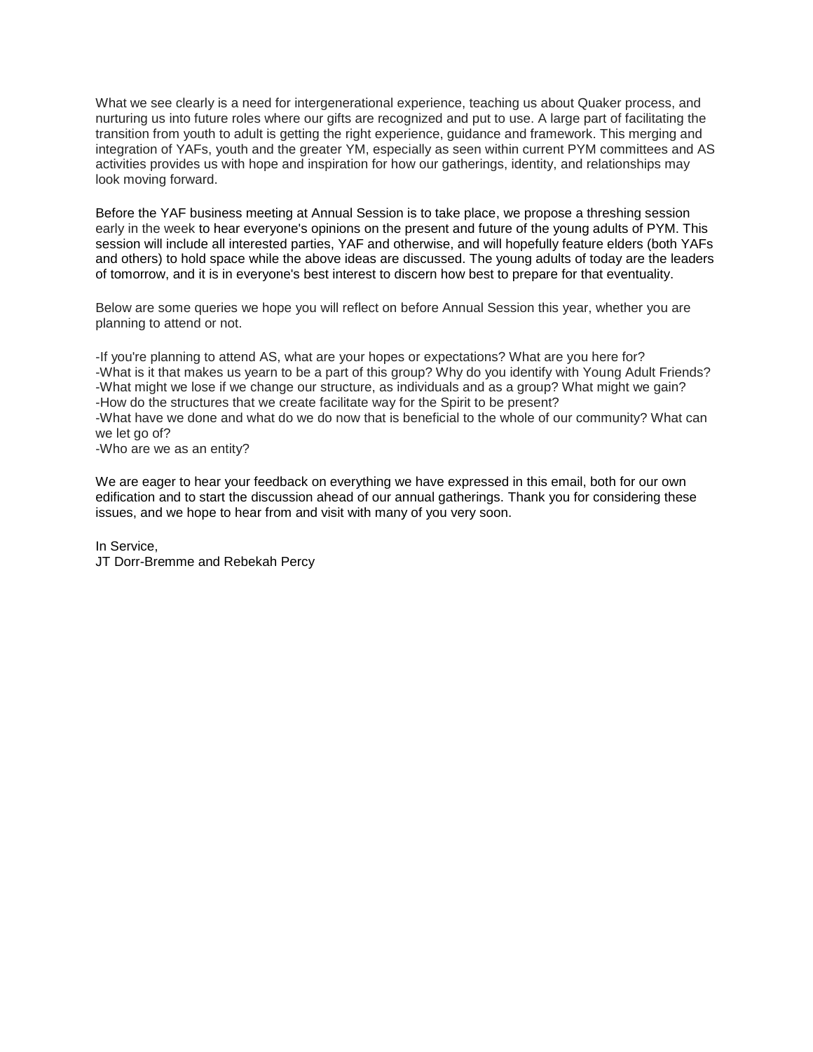What we see clearly is a need for intergenerational experience, teaching us about Quaker process, and nurturing us into future roles where our gifts are recognized and put to use. A large part of facilitating the transition from youth to adult is getting the right experience, guidance and framework. This merging and integration of YAFs, youth and the greater YM, especially as seen within current PYM committees and AS activities provides us with hope and inspiration for how our gatherings, identity, and relationships may look moving forward.

Before the YAF business meeting at Annual Session is to take place, we propose a threshing session early in the week to hear everyone's opinions on the present and future of the young adults of PYM. This session will include all interested parties, YAF and otherwise, and will hopefully feature elders (both YAFs and others) to hold space while the above ideas are discussed. The young adults of today are the leaders of tomorrow, and it is in everyone's best interest to discern how best to prepare for that eventuality.

Below are some queries we hope you will reflect on before Annual Session this year, whether you are planning to attend or not.

-If you're planning to attend AS, what are your hopes or expectations? What are you here for?
-What is it that makes us yearn to be a part of this group? Why do you identify with Young Adult Friends?
-What might we lose if we change our structure, as individuals and as a group? What might we gain?
-How do the structures that we create facilitate way for the Spirit to be present?
-What have we done and what do we do now that is beneficial to the whole of our community? What can we let go of?
-Who are we as an entity?

We are eager to hear your feedback on everything we have expressed in this email, both for our own edification and to start the discussion ahead of our annual gatherings. Thank you for considering these issues, and we hope to hear from and visit with many of you very soon.

In Service,
JT Dorr-Bremme and Rebekah Percy